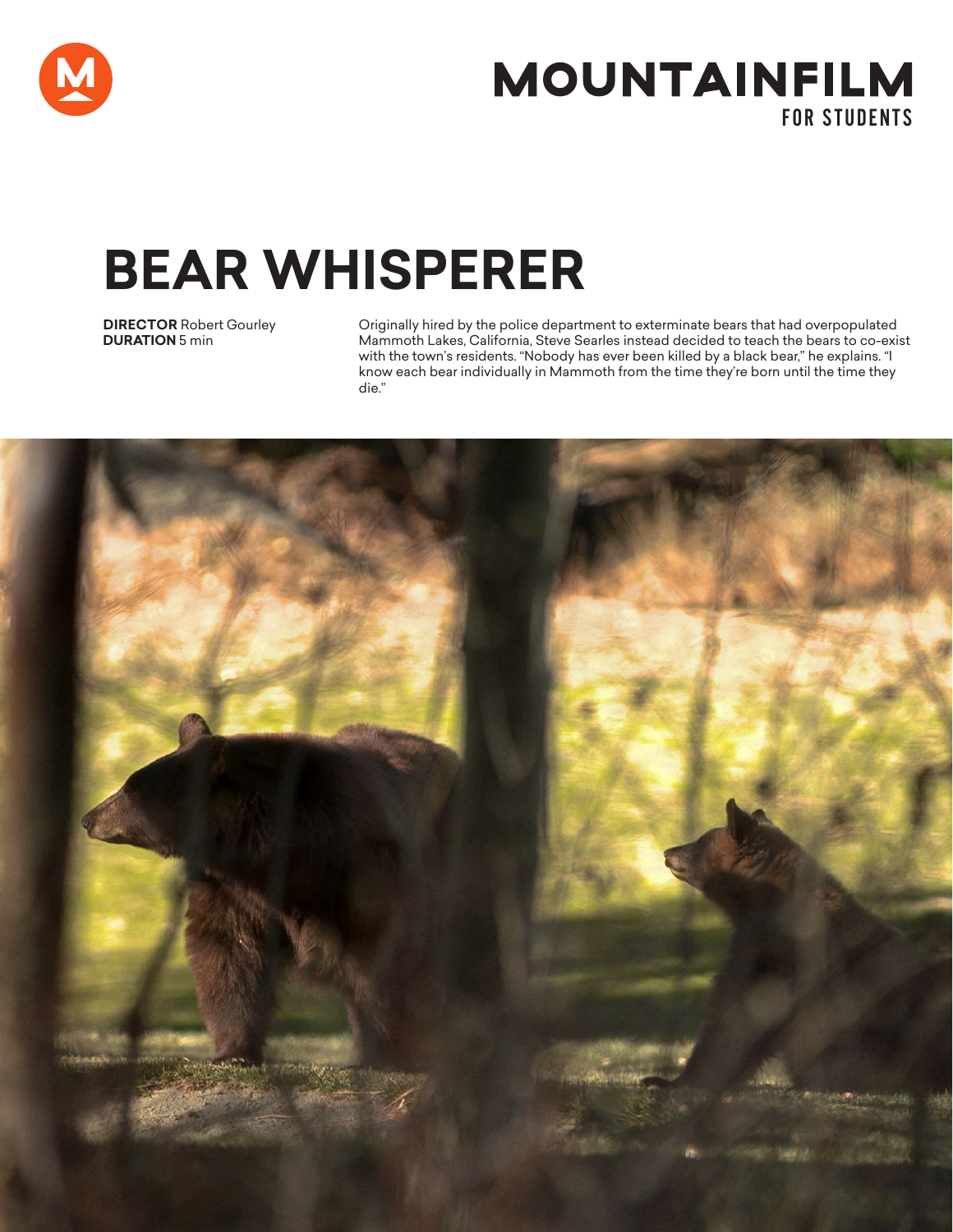MOUNTAINFILM
FOR STUDENTS

# BEAR WHISPERER

**DIRECTOR** Robert Gourley
**DURATION** 5 min

Originally hired by the police department to exterminate bears that had overpopulated Mammoth Lakes, California, Steve Searles instead decided to teach the bears to co-exist with the town's residents. "Nobody has ever been killed by a black bear," he explains. "I know each bear individually in Mammoth from the time they're born until the time they die."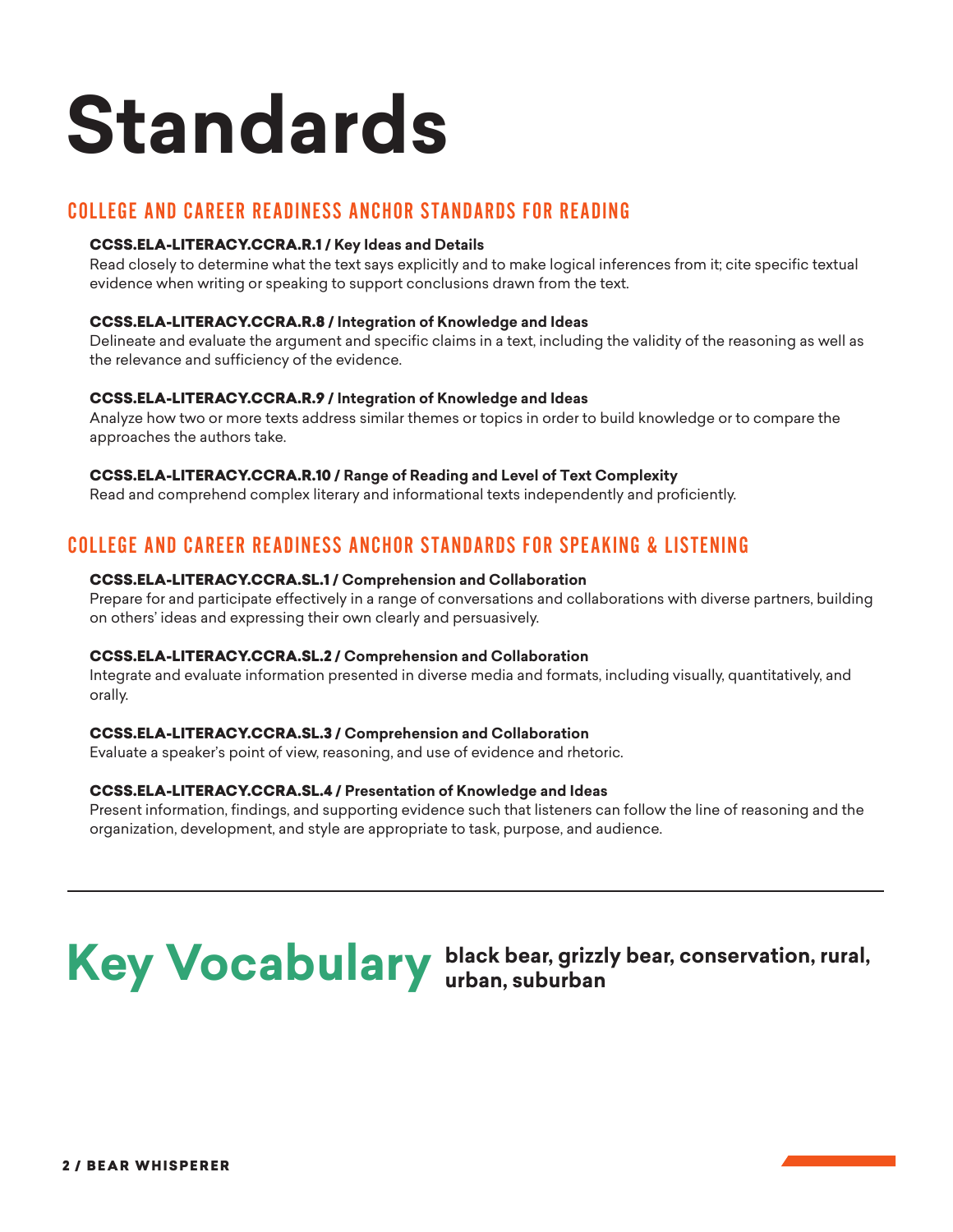# Standards

## COLLEGE AND CAREER READINESS ANCHOR STANDARDS FOR READING

**CCSS.ELA-LITERACY.CCRA.R.1 / Key Ideas and Details**
Read closely to determine what the text says explicitly and to make logical inferences from it; cite specific textual evidence when writing or speaking to support conclusions drawn from the text.

**CCSS.ELA-LITERACY.CCRA.R.8 / Integration of Knowledge and Ideas**
Delineate and evaluate the argument and specific claims in a text, including the validity of the reasoning as well as the relevance and sufficiency of the evidence.

**CCSS.ELA-LITERACY.CCRA.R.9 / Integration of Knowledge and Ideas**
Analyze how two or more texts address similar themes or topics in order to build knowledge or to compare the approaches the authors take.

**CCSS.ELA-LITERACY.CCRA.R.10 / Range of Reading and Level of Text Complexity**
Read and comprehend complex literary and informational texts independently and proficiently.

## COLLEGE AND CAREER READINESS ANCHOR STANDARDS FOR SPEAKING & LISTENING

**CCSS.ELA-LITERACY.CCRA.SL.1 / Comprehension and Collaboration**
Prepare for and participate effectively in a range of conversations and collaborations with diverse partners, building on others' ideas and expressing their own clearly and persuasively.

**CCSS.ELA-LITERACY.CCRA.SL.2 / Comprehension and Collaboration**
Integrate and evaluate information presented in diverse media and formats, including visually, quantitatively, and orally.

**CCSS.ELA-LITERACY.CCRA.SL.3 / Comprehension and Collaboration**
Evaluate a speaker's point of view, reasoning, and use of evidence and rhetoric.

**CCSS.ELA-LITERACY.CCRA.SL.4 / Presentation of Knowledge and Ideas**
Present information, findings, and supporting evidence such that listeners can follow the line of reasoning and the organization, development, and style are appropriate to task, purpose, and audience.

---

# Key Vocabulary

**black bear, grizzly bear, conservation, rural, urban, suburban**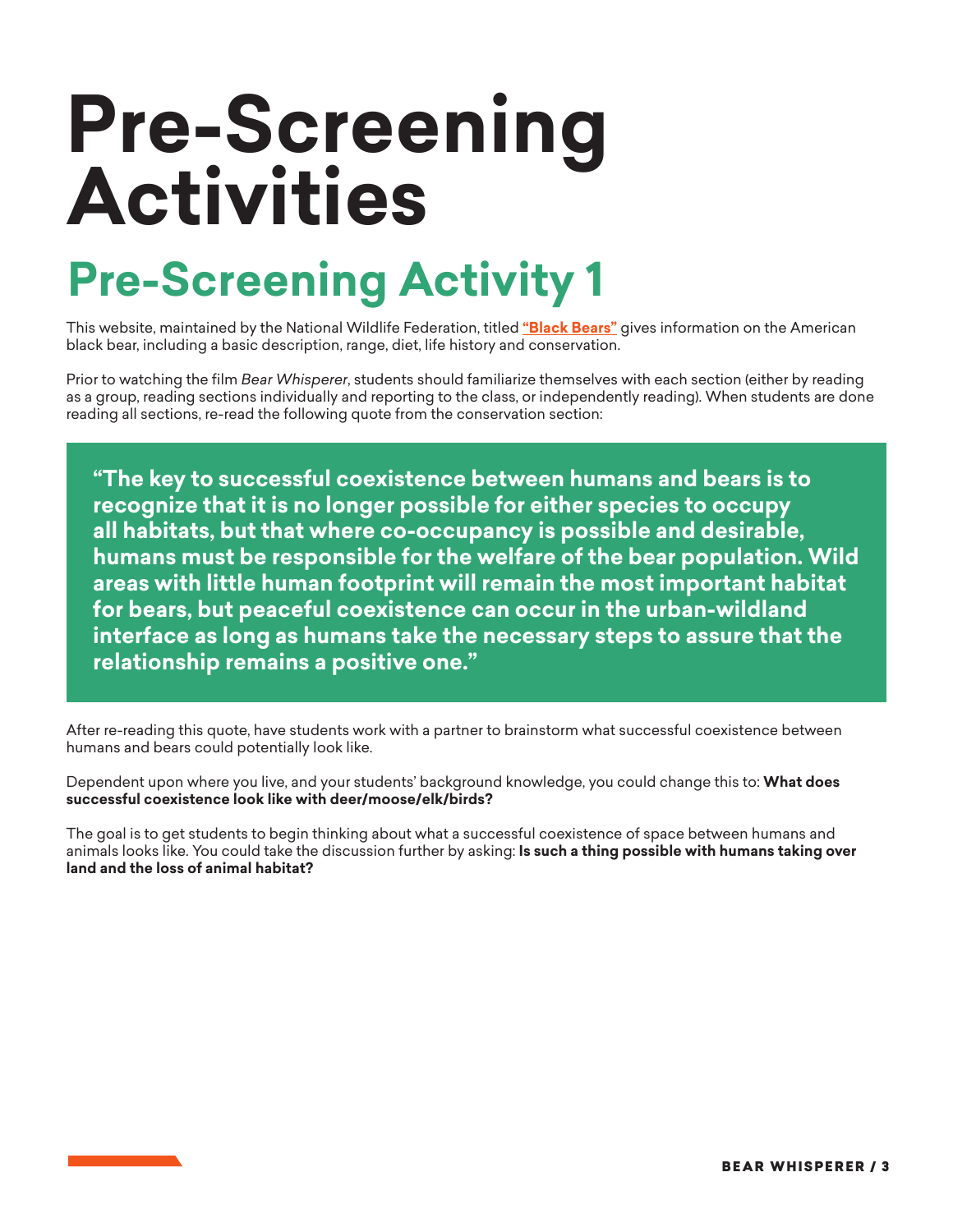# Pre-Screening Activities

## Pre-Screening Activity 1

This website, maintained by the National Wildlife Federation, titled **"Black Bears"** gives information on the American black bear, including a basic description, range, diet, life history and conservation.

Prior to watching the film *Bear Whisperer*, students should familiarize themselves with each section (either by reading as a group, reading sections individually and reporting to the class, or independently reading). When students are done reading all sections, re-read the following quote from the conservation section:

> **"The key to successful coexistence between humans and bears is to recognize that it is no longer possible for either species to occupy all habitats, but that where co-occupancy is possible and desirable, humans must be responsible for the welfare of the bear population. Wild areas with little human footprint will remain the most important habitat for bears, but peaceful coexistence can occur in the urban-wildland interface as long as humans take the necessary steps to assure that the relationship remains a positive one."**

After re-reading this quote, have students work with a partner to brainstorm what successful coexistence between humans and bears could potentially look like.

Dependent upon where you live, and your students' background knowledge, you could change this to: **What does successful coexistence look like with deer/moose/elk/birds?**

The goal is to get students to begin thinking about what a successful coexistence of space between humans and animals looks like. You could take the discussion further by asking: **Is such a thing possible with humans taking over land and the loss of animal habitat?**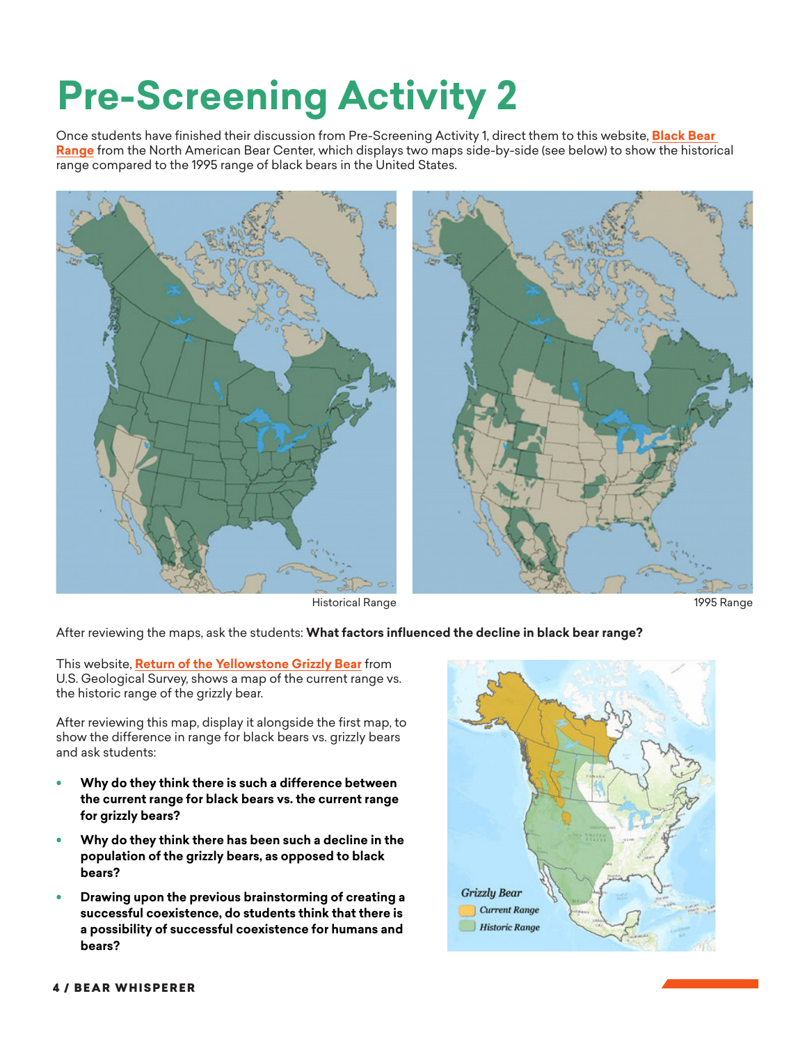# Pre-Screening Activity 2

Once students have finished their discussion from Pre-Screening Activity 1, direct them to this website, **Black Bear Range** from the North American Bear Center, which displays two maps side-by-side (see below) to show the historical range compared to the 1995 range of black bears in the United States.

Historical Range

1995 Range

After reviewing the maps, ask the students: **What factors influenced the decline in black bear range?**

This website, **Return of the Yellowstone Grizzly Bear** from U.S. Geological Survey, shows a map of the current range vs. the historic range of the grizzly bear.

After reviewing this map, display it alongside the first map, to show the difference in range for black bears vs. grizzly bears and ask students:

- **Why do they think there is such a difference between the current range for black bears vs. the current range for grizzly bears?**
- **Why do they think there has been such a decline in the population of the grizzly bears, as opposed to black bears?**
- **Drawing upon the previous brainstorming of creating a successful coexistence, do students think that there is a possibility of successful coexistence for humans and bears?**

*Grizzly Bear*
*Current Range*
*Historic Range*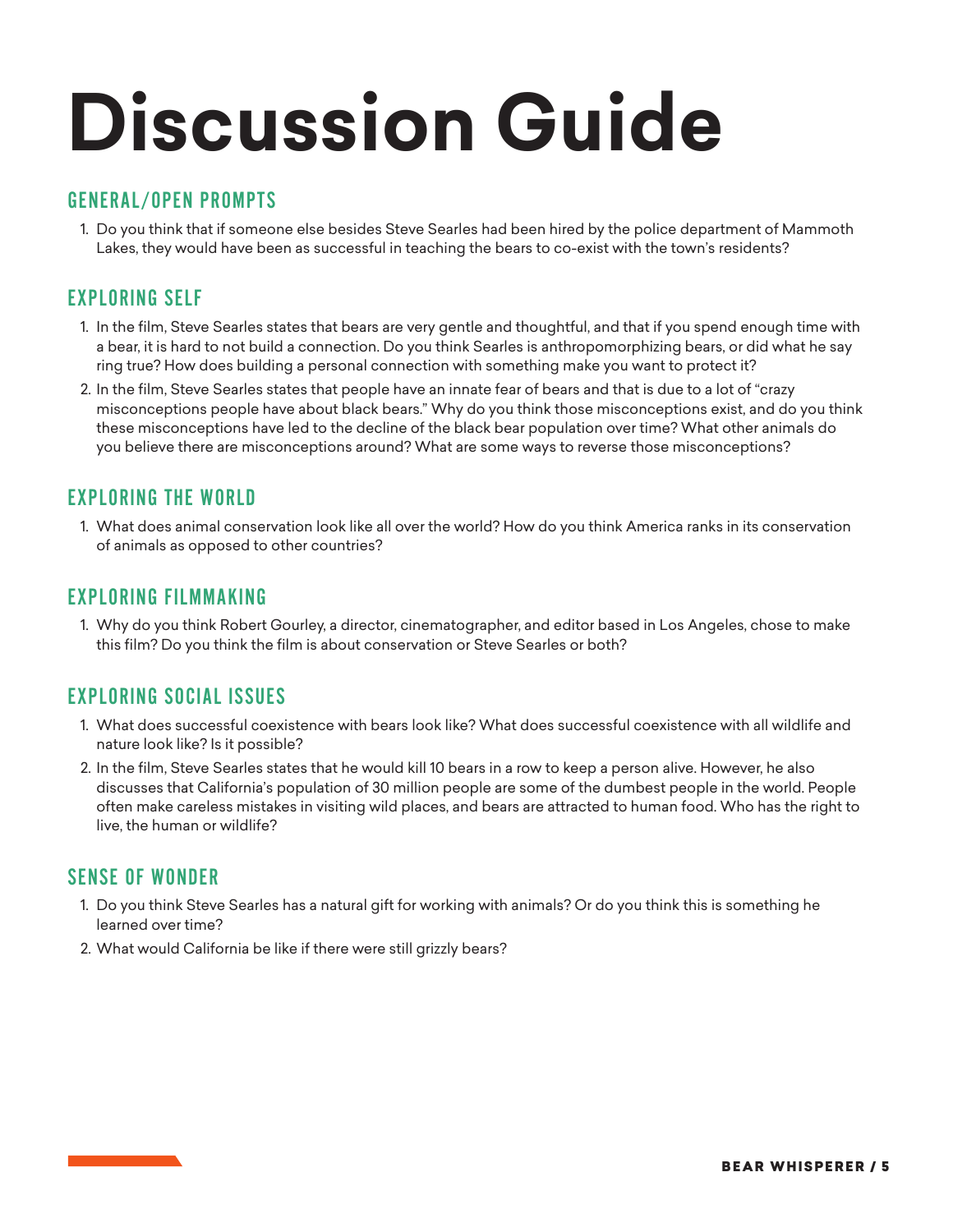# Discussion Guide

## GENERAL/OPEN PROMPTS

1. Do you think that if someone else besides Steve Searles had been hired by the police department of Mammoth Lakes, they would have been as successful in teaching the bears to co-exist with the town's residents?

## EXPLORING SELF

1. In the film, Steve Searles states that bears are very gentle and thoughtful, and that if you spend enough time with a bear, it is hard to not build a connection. Do you think Searles is anthropomorphizing bears, or did what he say ring true? How does building a personal connection with something make you want to protect it?
2. In the film, Steve Searles states that people have an innate fear of bears and that is due to a lot of "crazy misconceptions people have about black bears." Why do you think those misconceptions exist, and do you think these misconceptions have led to the decline of the black bear population over time? What other animals do you believe there are misconceptions around? What are some ways to reverse those misconceptions?

## EXPLORING THE WORLD

1. What does animal conservation look like all over the world? How do you think America ranks in its conservation of animals as opposed to other countries?

## EXPLORING FILMMAKING

1. Why do you think Robert Gourley, a director, cinematographer, and editor based in Los Angeles, chose to make this film? Do you think the film is about conservation or Steve Searles or both?

## EXPLORING SOCIAL ISSUES

1. What does successful coexistence with bears look like? What does successful coexistence with all wildlife and nature look like? Is it possible?
2. In the film, Steve Searles states that he would kill 10 bears in a row to keep a person alive. However, he also discusses that California's population of 30 million people are some of the dumbest people in the world. People often make careless mistakes in visiting wild places, and bears are attracted to human food. Who has the right to live, the human or wildlife?

## SENSE OF WONDER

1. Do you think Steve Searles has a natural gift for working with animals? Or do you think this is something he learned over time?
2. What would California be like if there were still grizzly bears?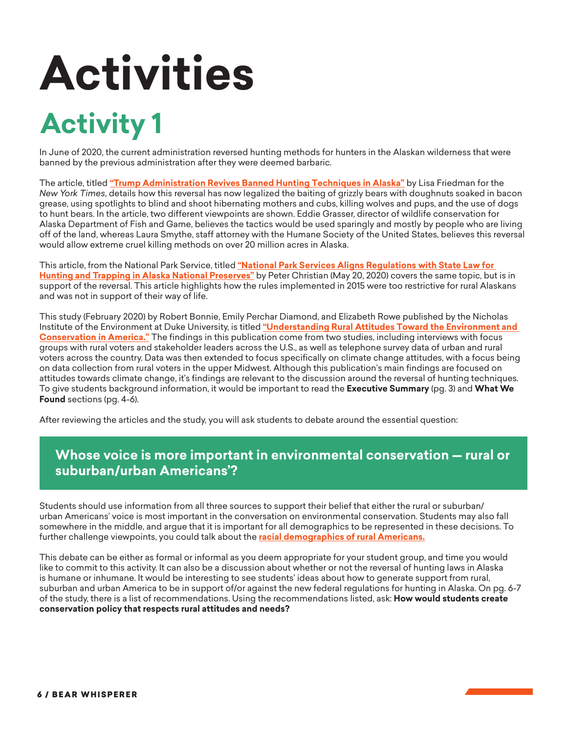# Activities

## Activity 1

In June of 2020, the current administration reversed hunting methods for hunters in the Alaskan wilderness that were banned by the previous administration after they were deemed barbaric.

The article, titled **"Trump Administration Revives Banned Hunting Techniques in Alaska"** by Lisa Friedman for the *New York Times*, details how this reversal has now legalized the baiting of grizzly bears with doughnuts soaked in bacon grease, using spotlights to blind and shoot hibernating mothers and cubs, killing wolves and pups, and the use of dogs to hunt bears. In the article, two different viewpoints are shown. Eddie Grasser, director of wildlife conservation for Alaska Department of Fish and Game, believes the tactics would be used sparingly and mostly by people who are living off of the land, whereas Laura Smythe, staff attorney with the Humane Society of the United States, believes this reversal would allow extreme cruel killing methods on over 20 million acres in Alaska.

This article, from the National Park Service, titled **"National Park Services Aligns Regulations with State Law for Hunting and Trapping in Alaska National Preserves"** by Peter Christian (May 20, 2020) covers the same topic, but is in support of the reversal. This article highlights how the rules implemented in 2015 were too restrictive for rural Alaskans and was not in support of their way of life.

This study (February 2020) by Robert Bonnie, Emily Perchar Diamond, and Elizabeth Rowe published by the Nicholas Institute of the Environment at Duke University, is titled **"Understanding Rural Attitudes Toward the Environment and Conservation in America."** The findings in this publication come from two studies, including interviews with focus groups with rural voters and stakeholder leaders across the U.S., as well as telephone survey data of urban and rural voters across the country. Data was then extended to focus specifically on climate change attitudes, with a focus being on data collection from rural voters in the upper Midwest. Although this publication's main findings are focused on attitudes towards climate change, it's findings are relevant to the discussion around the reversal of hunting techniques. To give students background information, it would be important to read the **Executive Summary** (pg. 3) and **What We Found** sections (pg. 4-6).

After reviewing the articles and the study, you will ask students to debate around the essential question:

**Whose voice is more important in environmental conservation — rural or suburban/urban Americans'?**

Students should use information from all three sources to support their belief that either the rural or suburban/urban Americans' voice is most important in the conversation on environmental conservation. Students may also fall somewhere in the middle, and argue that it is important for all demographics to be represented in these decisions. To further challenge viewpoints, you could talk about the **racial demographics of rural Americans.**

This debate can be either as formal or informal as you deem appropriate for your student group, and time you would like to commit to this activity. It can also be a discussion about whether or not the reversal of hunting laws in Alaska is humane or inhumane. It would be interesting to see students' ideas about how to generate support from rural, suburban and urban America to be in support of/or against the new federal regulations for hunting in Alaska. On pg. 6-7 of the study, there is a list of recommendations. Using the recommendations listed, ask: **How would students create conservation policy that respects rural attitudes and needs?**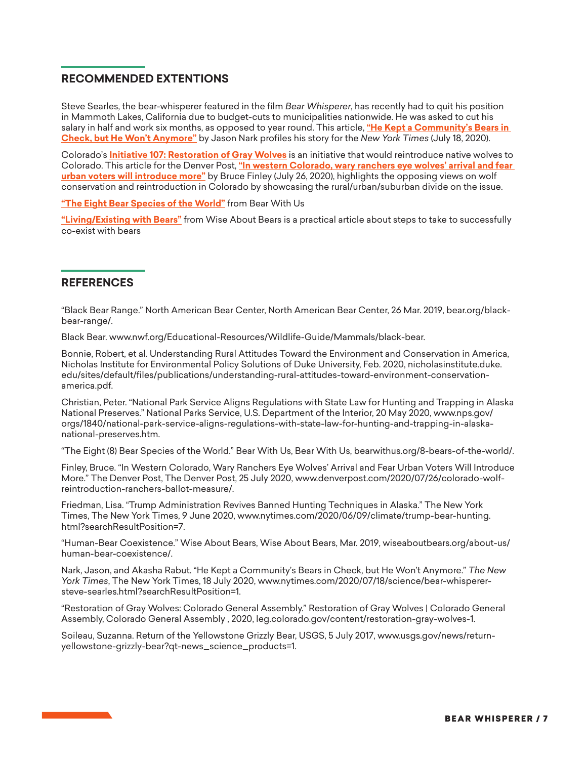## RECOMMENDED EXTENTIONS

Steve Searles, the bear-whisperer featured in the film *Bear Whisperer*, has recently had to quit his position in Mammoth Lakes, California due to budget-cuts to municipalities nationwide. He was asked to cut his salary in half and work six months, as opposed to year round. This article, **"He Kept a Community's Bears in Check, but He Won't Anymore"** by Jason Nark profiles his story for the *New York Times* (July 18, 2020).

Colorado's **Initiative 107: Restoration of Gray Wolves** is an initiative that would reintroduce native wolves to Colorado. This article for the Denver Post, **"In western Colorado, wary ranchers eye wolves' arrival and fear urban voters will introduce more"** by Bruce Finley (July 26, 2020), highlights the opposing views on wolf conservation and reintroduction in Colorado by showcasing the rural/urban/suburban divide on the issue.

**"The Eight Bear Species of the World"** from Bear With Us

**"Living/Existing with Bears"** from Wise About Bears is a practical article about steps to take to successfully co-exist with bears

## REFERENCES

"Black Bear Range." North American Bear Center, North American Bear Center, 26 Mar. 2019, bear.org/black-bear-range/.

Black Bear. www.nwf.org/Educational-Resources/Wildlife-Guide/Mammals/black-bear.

Bonnie, Robert, et al. Understanding Rural Attitudes Toward the Environment and Conservation in America, Nicholas Institute for Environmental Policy Solutions of Duke University, Feb. 2020, nicholasinstitute.duke.edu/sites/default/files/publications/understanding-rural-attitudes-toward-environment-conservation-america.pdf.

Christian, Peter. "National Park Service Aligns Regulations with State Law for Hunting and Trapping in Alaska National Preserves." National Parks Service, U.S. Department of the Interior, 20 May 2020, www.nps.gov/orgs/1840/national-park-service-aligns-regulations-with-state-law-for-hunting-and-trapping-in-alaska-national-preserves.htm.

"The Eight (8) Bear Species of the World." Bear With Us, Bear With Us, bearwithus.org/8-bears-of-the-world/.

Finley, Bruce. "In Western Colorado, Wary Ranchers Eye Wolves' Arrival and Fear Urban Voters Will Introduce More." The Denver Post, The Denver Post, 25 July 2020, www.denverpost.com/2020/07/26/colorado-wolf-reintroduction-ranchers-ballot-measure/.

Friedman, Lisa. "Trump Administration Revives Banned Hunting Techniques in Alaska." The New York Times, The New York Times, 9 June 2020, www.nytimes.com/2020/06/09/climate/trump-bear-hunting.html?searchResultPosition=7.

"Human-Bear Coexistence." Wise About Bears, Wise About Bears, Mar. 2019, wiseaboutbears.org/about-us/human-bear-coexistence/.

Nark, Jason, and Akasha Rabut. "He Kept a Community's Bears in Check, but He Won't Anymore." *The New York Times*, The New York Times, 18 July 2020, www.nytimes.com/2020/07/18/science/bear-whisperer-steve-searles.html?searchResultPosition=1.

"Restoration of Gray Wolves: Colorado General Assembly." Restoration of Gray Wolves | Colorado General Assembly, Colorado General Assembly , 2020, leg.colorado.gov/content/restoration-gray-wolves-1.

Soileau, Suzanna. Return of the Yellowstone Grizzly Bear, USGS, 5 July 2017, www.usgs.gov/news/return-yellowstone-grizzly-bear?qt-news_science_products=1.